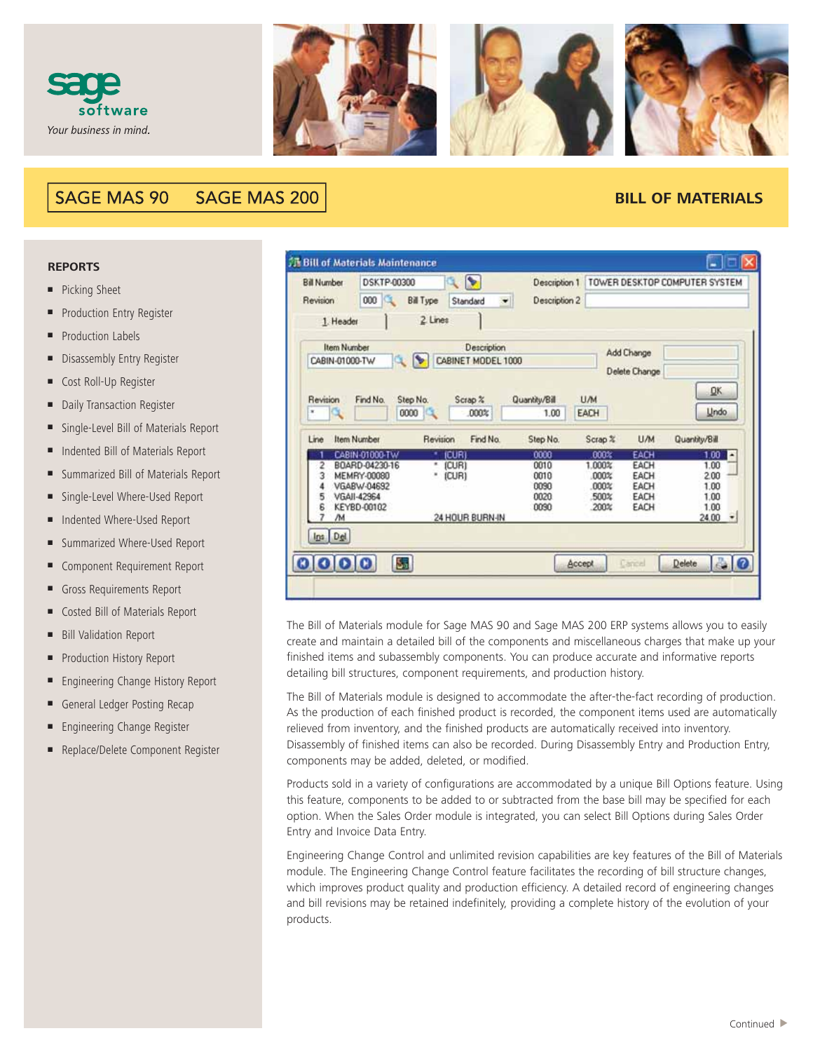sage software

*Your business in mind.*

SAGE MAS 90 SAGE MAS 200

# BILL OF MATERIALS

## REPORTS

- Picking Sheet
- Production Entry Register
- Production Labels
- Disassembly Entry Register
- Cost Roll-Up Register
- Daily Transaction Register
- Single-Level Bill of Materials Report
- Indented Bill of Materials Report
- Summarized Bill of Materials Report
- Single-Level Where-Used Report
- Indented Where-Used Report
- Summarized Where-Used Report
- Component Requirement Report
- Gross Requirements Report
- Costed Bill of Materials Report
- Bill Validation Report
- Production History Report
- Engineering Change History Report
- General Ledger Posting Recap
- Engineering Change Register
- Replace/Delete Component Register

The Bill of Materials module for Sage MAS 90 and Sage MAS 200 ERP systems allows you to easily create and maintain a detailed bill of the components and miscellaneous charges that make up your finished items and subassembly components. You can produce accurate and informative reports detailing bill structures, component requirements, and production history.

The Bill of Materials module is designed to accommodate the after-the-fact recording of production. As the production of each finished product is recorded, the component items used are automatically relieved from inventory, and the finished products are automatically received into inventory. Disassembly of finished items can also be recorded. During Disassembly Entry and Production Entry, components may be added, deleted, or modified.

Products sold in a variety of configurations are accommodated by a unique Bill Options feature. Using this feature, components to be added to or subtracted from the base bill may be specified for each option. When the Sales Order module is integrated, you can select Bill Options during Sales Order Entry and Invoice Data Entry.

Engineering Change Control and unlimited revision capabilities are key features of the Bill of Materials module. The Engineering Change Control feature facilitates the recording of bill structure changes, which improves product quality and production efficiency. A detailed record of engineering changes and bill revisions may be retained indefinitely, providing a complete history of the evolution of your products.

Continued ▶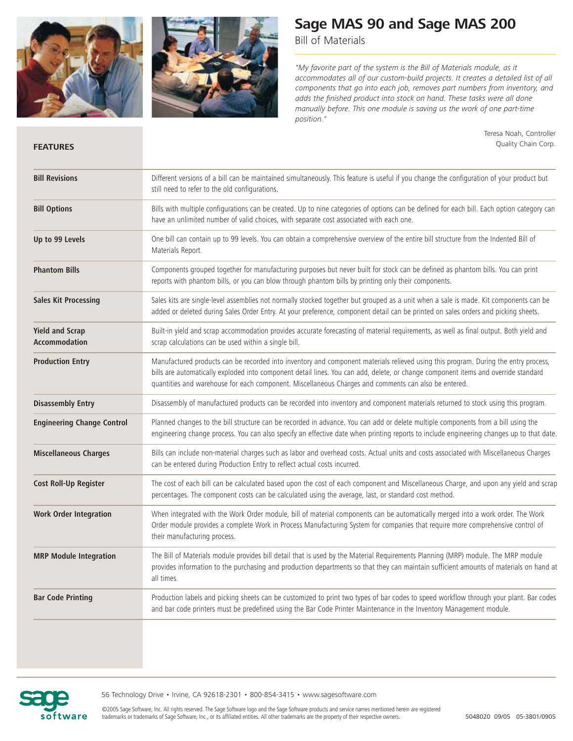# Sage MAS 90 and Sage MAS 200

Bill of Materials

*"My favorite part of the system is the Bill of Materials module, as it accommodates all of our custom-build projects. It creates a detailed list of all components that go into each job, removes part numbers from inventory, and adds the finished product into stock on hand. These tasks were all done manually before. This one module is saving us the work of one part-time position."*

Teresa Noah, Controller
Quality Chain Corp.

## FEATURES

| | |
|---|---|
| **Bill Revisions** | Different versions of a bill can be maintained simultaneously. This feature is useful if you change the configuration of your product but still need to refer to the old configurations. |
| **Bill Options** | Bills with multiple configurations can be created. Up to nine categories of options can be defined for each bill. Each option category can have an unlimited number of valid choices, with separate cost associated with each one. |
| **Up to 99 Levels** | One bill can contain up to 99 levels. You can obtain a comprehensive overview of the entire bill structure from the Indented Bill of Materials Report. |
| **Phantom Bills** | Components grouped together for manufacturing purposes but never built for stock can be defined as phantom bills. You can print reports with phantom bills, or you can blow through phantom bills by printing only their components. |
| **Sales Kit Processing** | Sales kits are single-level assemblies not normally stocked together but grouped as a unit when a sale is made. Kit components can be added or deleted during Sales Order Entry. At your preference, component detail can be printed on sales orders and picking sheets. |
| **Yield and Scrap Accommodation** | Built-in yield and scrap accommodation provides accurate forecasting of material requirements, as well as final output. Both yield and scrap calculations can be used within a single bill. |
| **Production Entry** | Manufactured products can be recorded into inventory and component materials relieved using this program. During the entry process, bills are automatically exploded into component detail lines. You can add, delete, or change component items and override standard quantities and warehouse for each component. Miscellaneous Charges and comments can also be entered. |
| **Disassembly Entry** | Disassembly of manufactured products can be recorded into inventory and component materials returned to stock using this program. |
| **Engineering Change Control** | Planned changes to the bill structure can be recorded in advance. You can add or delete multiple components from a bill using the engineering change process. You can also specify an effective date when printing reports to include engineering changes up to that date. |
| **Miscellaneous Charges** | Bills can include non-material charges such as labor and overhead costs. Actual units and costs associated with Miscellaneous Charges can be entered during Production Entry to reflect actual costs incurred. |
| **Cost Roll-Up Register** | The cost of each bill can be calculated based upon the cost of each component and Miscellaneous Charge, and upon any yield and scrap percentages. The component costs can be calculated using the average, last, or standard cost method. |
| **Work Order Integration** | When integrated with the Work Order module, bill of material components can be automatically merged into a work order. The Work Order module provides a complete Work in Process Manufacturing System for companies that require more comprehensive control of their manufacturing process. |
| **MRP Module Integration** | The Bill of Materials module provides bill detail that is used by the Material Requirements Planning (MRP) module. The MRP module provides information to the purchasing and production departments so that they can maintain sufficient amounts of materials on hand at all times. |
| **Bar Code Printing** | Production labels and picking sheets can be customized to print two types of bar codes to speed workflow through your plant. Bar codes and bar code printers must be predefined using the Bar Code Printer Maintenance in the Inventory Management module. |

56 Technology Drive • Irvine, CA 92618-2301 • 800-854-3415 • www.sagesoftware.com

©2005 Sage Software, Inc. All rights reserved. The Sage Software logo and the Sage Software products and service names mentioned herein are registered trademarks or trademarks of Sage Software, Inc., or its affiliated entities. All other trademarks are the property of their respective owners.

5048020 09/05 05-3801/0905